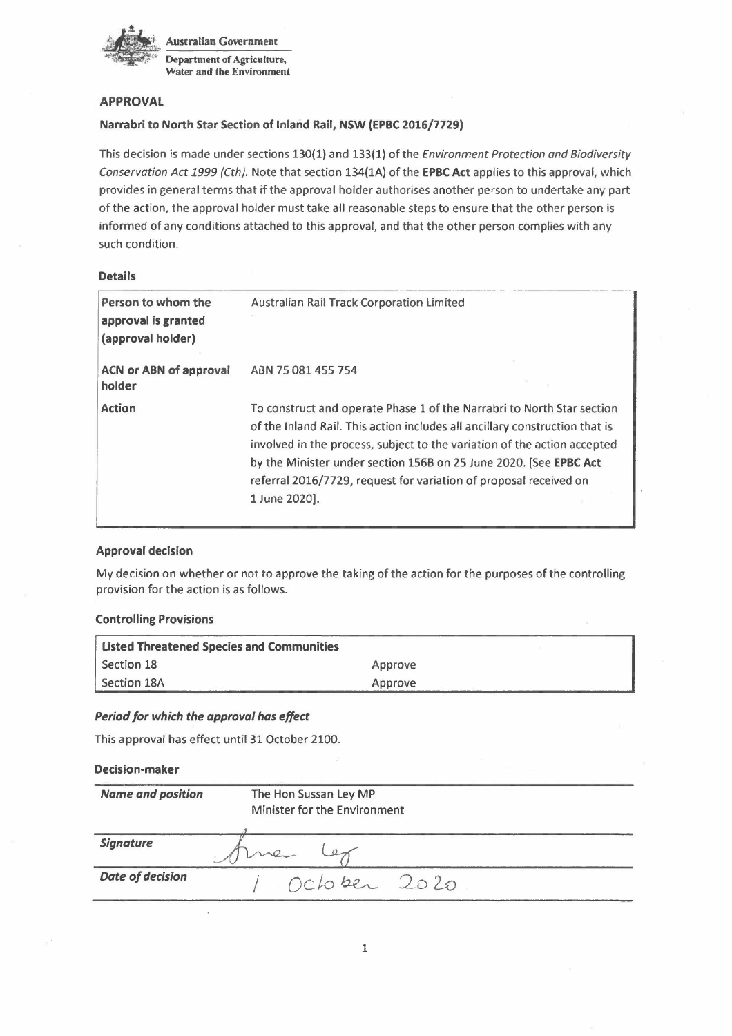Australian Government

Department of Agriculture, Water and the Environment

## APPROVAL

### Narrabri to North Star Section of Inland Rail, NSW (EPBC 2016/7729)

This decision is made under sections 130(1) and 133(1) of the *Environment Protection and Biodiversity Conservation Act 1999 (Cth).* Note that section 134(1A) of the **EPBC Act** applies to this approval, which provides in general terms that if the approval holder authorises another person to undertake any part of the action, the approval holder must take all reasonable steps to ensure that the other person is informed of any conditions attached to this approval, and that the other person complies with any such condition.

### Details

| | |
|---|---|
| **Person to whom the approval is granted (approval holder)** | Australian Rail Track Corporation Limited |
| **ACN or ABN of approval holder** | ABN 75 081 455 754 |
| **Action** | To construct and operate Phase 1 of the Narrabri to North Star section of the Inland Rail. This action includes all ancillary construction that is involved in the process, subject to the variation of the action accepted by the Minister under section 156B on 25 June 2020. [See **EPBC Act** referral 2016/7729, request for variation of proposal received on 1 June 2020]. |

### Approval decision

My decision on whether or not to approve the taking of the action for the purposes of the controlling provision for the action is as follows.

### Controlling Provisions

| Listed Threatened Species and Communities | |
|---|---|
| Section 18 | Approve |
| Section 18A | Approve |

### *Period for which the approval has effect*

This approval has effect until 31 October 2100.

### Decision-maker

| | |
|---|---|
| ***Name and position*** | The Hon Sussan Ley MP<br>Minister for the Environment |
| ***Signature*** | Sussan Ley |
| ***Date of decision*** | 1 October 2020 |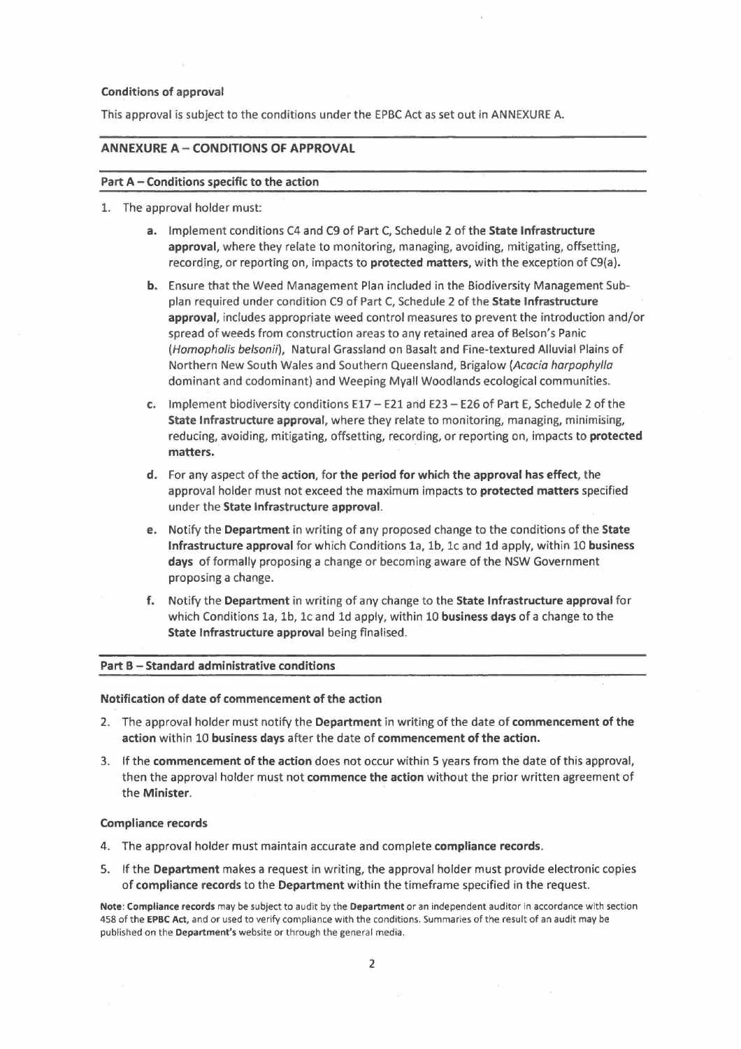**Conditions of approval**

This approval is subject to the conditions under the EPBC Act as set out in ANNEXURE A.

## ANNEXURE A – CONDITIONS OF APPROVAL

### Part A – Conditions specific to the action

1. The approval holder must:

   **a.** Implement conditions C4 and C9 of Part C, Schedule 2 of the **State Infrastructure approval**, where they relate to monitoring, managing, avoiding, mitigating, offsetting, recording, or reporting on, impacts to **protected matters**, with the exception of C9(a).

   **b.** Ensure that the Weed Management Plan included in the Biodiversity Management Sub-plan required under condition C9 of Part C, Schedule 2 of the **State Infrastructure approval**, includes appropriate weed control measures to prevent the introduction and/or spread of weeds from construction areas to any retained area of Belson's Panic (*Homopholis belsonii*), Natural Grassland on Basalt and Fine-textured Alluvial Plains of Northern New South Wales and Southern Queensland, Brigalow (*Acacia harpophylla* dominant and codominant) and Weeping Myall Woodlands ecological communities.

   **c.** Implement biodiversity conditions E17 – E21 and E23 – E26 of Part E, Schedule 2 of the **State Infrastructure approval**, where they relate to monitoring, managing, minimising, reducing, avoiding, mitigating, offsetting, recording, or reporting on, impacts to **protected matters.**

   **d.** For any aspect of the **action**, for **the period for which the approval has effect**, the approval holder must not exceed the maximum impacts to **protected matters** specified under the **State Infrastructure approval**.

   **e.** Notify the **Department** in writing of any proposed change to the conditions of the **State Infrastructure approval** for which Conditions 1a, 1b, 1c and 1d apply, within 10 **business days** of formally proposing a change or becoming aware of the NSW Government proposing a change.

   **f.** Notify the **Department** in writing of any change to the **State Infrastructure approval** for which Conditions 1a, 1b, 1c and 1d apply, within 10 **business days** of a change to the **State Infrastructure approval** being finalised.

### Part B – Standard administrative conditions

**Notification of date of commencement of the action**

2. The approval holder must notify the **Department** in writing of the date of **commencement of the action** within 10 **business days** after the date of **commencement of the action.**

3. If the **commencement of the action** does not occur within 5 years from the date of this approval, then the approval holder must not **commence the action** without the prior written agreement of the **Minister**.

**Compliance records**

4. The approval holder must maintain accurate and complete **compliance records**.

5. If the **Department** makes a request in writing, the approval holder must provide electronic copies of **compliance records** to the **Department** within the timeframe specified in the request.

**Note**: **Compliance records** may be subject to audit by the **Department** or an independent auditor in accordance with section 458 of the **EPBC Act**, and or used to verify compliance with the conditions. Summaries of the result of an audit may be published on the **Department's** website or through the general media.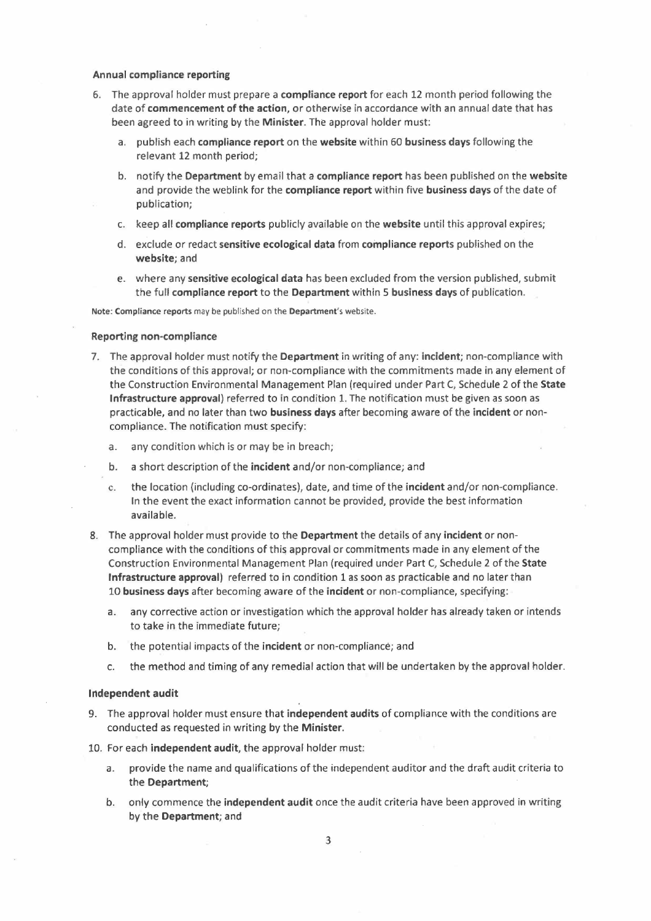#### Annual compliance reporting

6. The approval holder must prepare a **compliance report** for each 12 month period following the date of **commencement of the action**, or otherwise in accordance with an annual date that has been agreed to in writing by the **Minister**. The approval holder must:
    a. publish each **compliance report** on the **website** within 60 **business days** following the relevant 12 month period;
    b. notify the **Department** by email that a **compliance report** has been published on the **website** and provide the weblink for the **compliance report** within five **business days** of the date of publication;
    c. keep all **compliance reports** publicly available on the **website** until this approval expires;
    d. exclude or redact **sensitive ecological data** from **compliance reports** published on the **website**; and
    e. where any **sensitive ecological data** has been excluded from the version published, submit the full **compliance report** to the **Department** within 5 **business days** of publication.

Note: **Compliance reports** may be published on the **Department**'s website.

#### Reporting non-compliance

7. The approval holder must notify the **Department** in writing of any: **incident**; non-compliance with the conditions of this approval; or non-compliance with the commitments made in any element of the Construction Environmental Management Plan (required under Part C, Schedule 2 of the **State Infrastructure approval**) referred to in condition 1. The notification must be given as soon as practicable, and no later than two **business days** after becoming aware of the **incident** or non-compliance. The notification must specify:
    a. any condition which is or may be in breach;
    b. a short description of the **incident** and/or non-compliance; and
    c. the location (including co-ordinates), date, and time of the **incident** and/or non-compliance. In the event the exact information cannot be provided, provide the best information available.
8. The approval holder must provide to the **Department** the details of any **incident** or non-compliance with the conditions of this approval or commitments made in any element of the Construction Environmental Management Plan (required under Part C, Schedule 2 of the **State Infrastructure approval**) referred to in condition 1 as soon as practicable and no later than 10 **business days** after becoming aware of the **incident** or non-compliance, specifying:
    a. any corrective action or investigation which the approval holder has already taken or intends to take in the immediate future;
    b. the potential impacts of the **incident** or non-compliance; and
    c. the method and timing of any remedial action that will be undertaken by the approval holder.

#### Independent audit

9. The approval holder must ensure that **independent audits** of compliance with the conditions are conducted as requested in writing by the **Minister**.
10. For each **independent audit**, the approval holder must:
    a. provide the name and qualifications of the independent auditor and the draft audit criteria to the **Department**;
    b. only commence the **independent audit** once the audit criteria have been approved in writing by the **Department**; and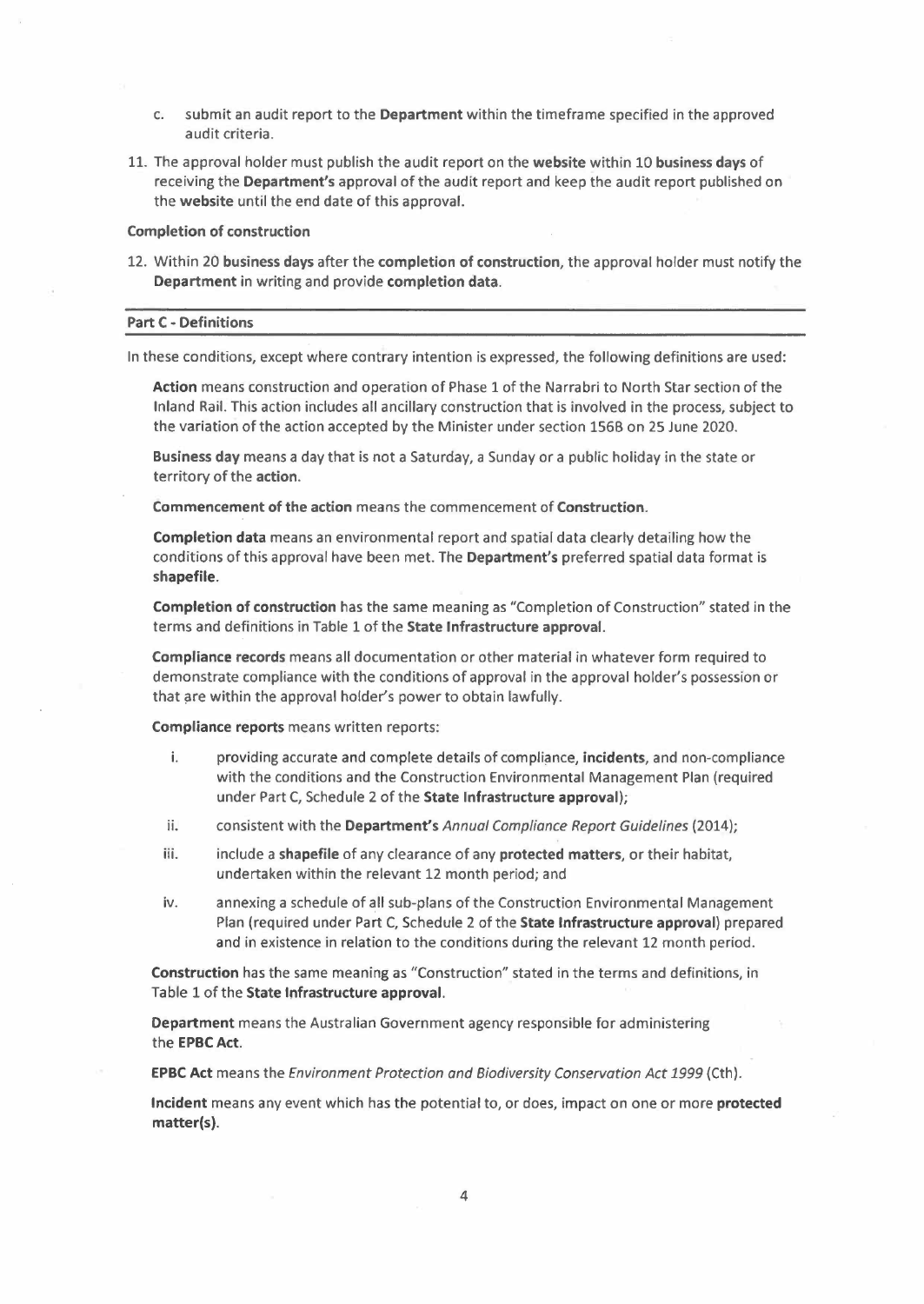c. submit an audit report to the **Department** within the timeframe specified in the approved audit criteria.

11. The approval holder must publish the audit report on the **website** within 10 **business days** of receiving the **Department's** approval of the audit report and keep the audit report published on the **website** until the end date of this approval.

**Completion of construction**

12. Within 20 **business days** after the **completion of construction**, the approval holder must notify the **Department** in writing and provide **completion data**.

**Part C - Definitions**

In these conditions, except where contrary intention is expressed, the following definitions are used:

**Action** means construction and operation of Phase 1 of the Narrabri to North Star section of the Inland Rail. This action includes all ancillary construction that is involved in the process, subject to the variation of the action accepted by the Minister under section 156B on 25 June 2020.

**Business day** means a day that is not a Saturday, a Sunday or a public holiday in the state or territory of the **action**.

**Commencement of the action** means the commencement of **Construction**.

**Completion data** means an environmental report and spatial data clearly detailing how the conditions of this approval have been met. The **Department's** preferred spatial data format is **shapefile**.

**Completion of construction** has the same meaning as "Completion of Construction" stated in the terms and definitions in Table 1 of the **State Infrastructure approval**.

**Compliance records** means all documentation or other material in whatever form required to demonstrate compliance with the conditions of approval in the approval holder's possession or that are within the approval holder's power to obtain lawfully.

**Compliance reports** means written reports:

i. providing accurate and complete details of compliance, **incidents**, and non-compliance with the conditions and the Construction Environmental Management Plan (required under Part C, Schedule 2 of the **State Infrastructure approval**);

ii. consistent with the **Department's** *Annual Compliance Report Guidelines* (2014);

iii. include a **shapefile** of any clearance of any **protected matters**, or their habitat, undertaken within the relevant 12 month period; and

iv. annexing a schedule of all sub-plans of the Construction Environmental Management Plan (required under Part C, Schedule 2 of the **State Infrastructure approval**) prepared and in existence in relation to the conditions during the relevant 12 month period.

**Construction** has the same meaning as "Construction" stated in the terms and definitions, in Table 1 of the **State Infrastructure approval**.

**Department** means the Australian Government agency responsible for administering the **EPBC Act**.

**EPBC Act** means the *Environment Protection and Biodiversity Conservation Act 1999* (Cth).

**Incident** means any event which has the potential to, or does, impact on one or more **protected matter(s)**.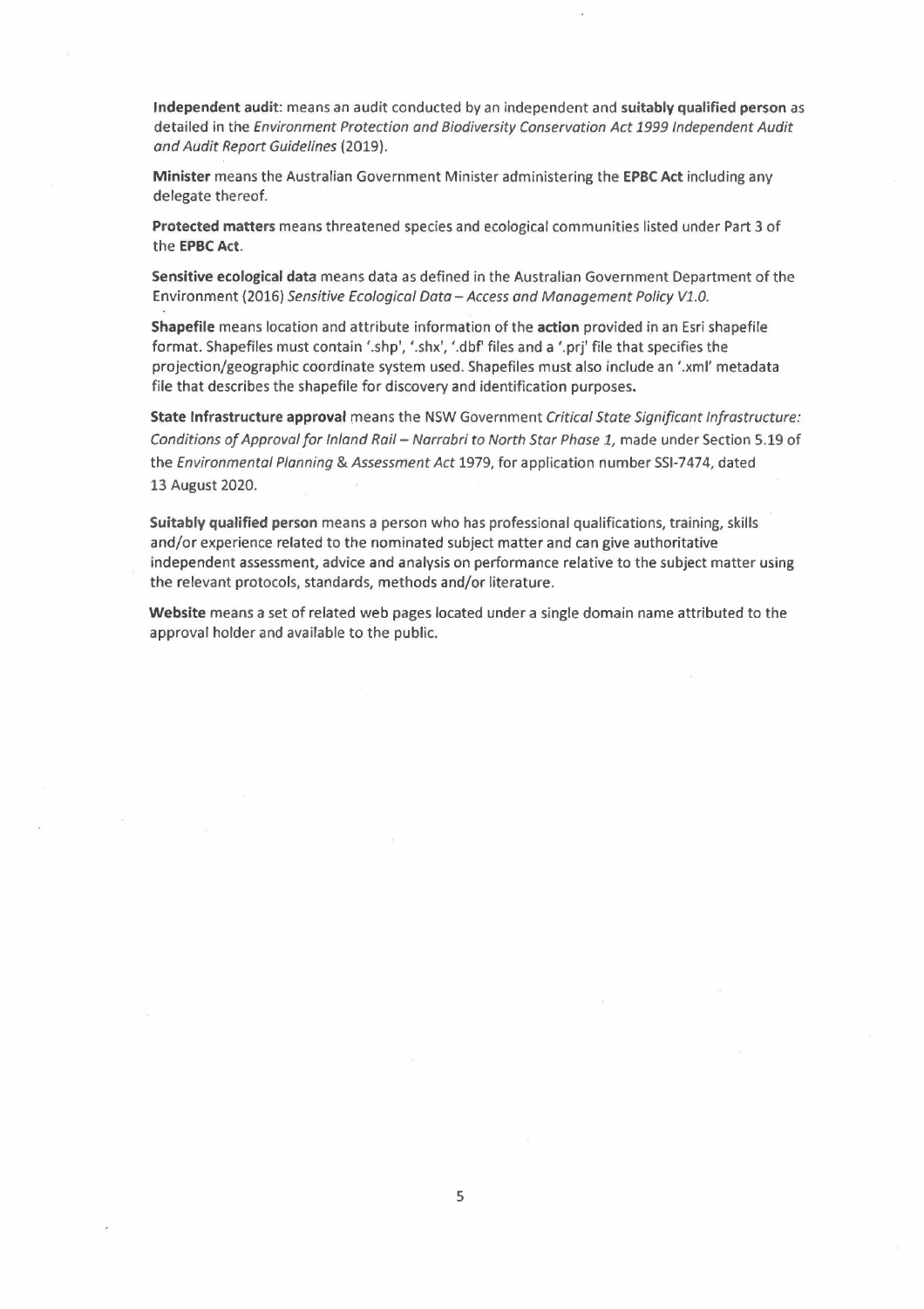**Independent audit**: means an audit conducted by an independent and **suitably qualified person** as detailed in the *Environment Protection and Biodiversity Conservation Act 1999 Independent Audit and Audit Report Guidelines* (2019).

**Minister** means the Australian Government Minister administering the **EPBC Act** including any delegate thereof.

**Protected matters** means threatened species and ecological communities listed under Part 3 of the **EPBC Act**.

**Sensitive ecological data** means data as defined in the Australian Government Department of the Environment (2016) *Sensitive Ecological Data – Access and Management Policy V1.0*.

**Shapefile** means location and attribute information of the **action** provided in an Esri shapefile format. Shapefiles must contain '.shp', '.shx', '.dbf' files and a '.prj' file that specifies the projection/geographic coordinate system used. Shapefiles must also include an '.xml' metadata file that describes the shapefile for discovery and identification purposes.

**State Infrastructure approval** means the NSW Government *Critical State Significant Infrastructure: Conditions of Approval for Inland Rail – Narrabri to North Star Phase 1*, made under Section 5.19 of the *Environmental Planning & Assessment Act* 1979, for application number SSI-7474, dated 13 August 2020.

**Suitably qualified person** means a person who has professional qualifications, training, skills and/or experience related to the nominated subject matter and can give authoritative independent assessment, advice and analysis on performance relative to the subject matter using the relevant protocols, standards, methods and/or literature.

**Website** means a set of related web pages located under a single domain name attributed to the approval holder and available to the public.